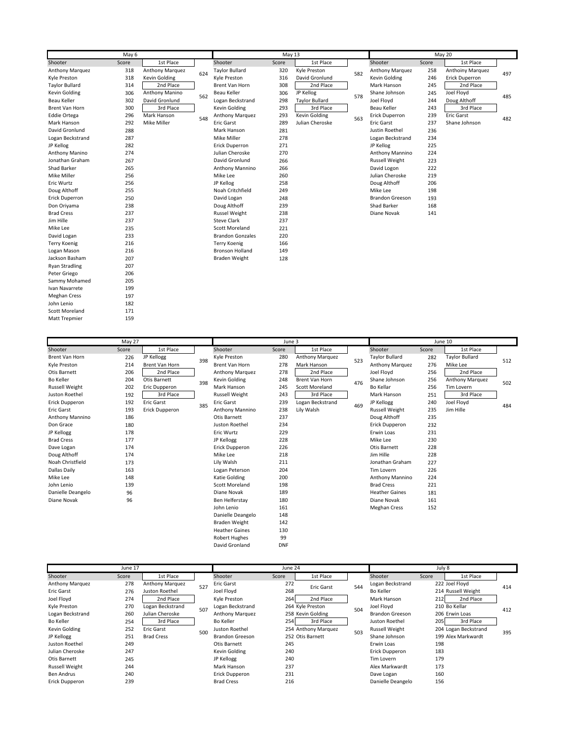## May 6

| Shooter | Score | 1st Place | |
|---|---|---|---|
| Anthony Marquez | 318 | Anthony Marquez | 624 |
| Kyle Preston | 318 | Kevin Golding | |
| Taylor Bullard | 314 | 2nd Place | |
| Kevin Golding | 306 | Anthony Manino | 562 |
| Beau Keller | 302 | David Gronlund | |
| Brent Van Horn | 300 | 3rd Place | |
| Eddie Ortega | 296 | Mark Hanson | 548 |
| Mark Hanson | 292 | Mike Miller | |
| David Gronlund | 288 | | |
| Logan Beckstrand | 287 | | |
| JP Kellog | 282 | | |
| Anthony Manino | 274 | | |
| Jonathan Graham | 267 | | |
| Shad Barker | 265 | | |
| Mike Miller | 256 | | |
| Eric Wurtz | 256 | | |
| Doug Althoff | 255 | | |
| Erick Duperron | 250 | | |
| Don Oriyama | 238 | | |
| Brad Cress | 237 | | |
| Jim Hille | 237 | | |
| Mike Lee | 235 | | |
| David Logan | 233 | | |
| Terry Koenig | 216 | | |
| Logan Mason | 216 | | |
| Jackson Basham | 207 | | |
| Ryan Stradling | 207 | | |
| Peter Griego | 206 | | |
| Sammy Mohamed | 205 | | |
| Ivan Navarrete | 199 | | |
| Meghan Cress | 197 | | |
| John Lenio | 182 | | |
| Scott Moreland | 171 | | |
| Matt Trepmier | 159 | | |

## May 13

| Shooter | Score | 1st Place | |
|---|---|---|---|
| Taylor Bullard | 320 | Kyle Preston | 582 |
| Kyle Preston | 316 | David Gronlund | |
| Brent Van Horn | 308 | 2nd Place | |
| Beau Keller | 306 | JP Kellog | 578 |
| Logan Beckstrand | 298 | Taylor Bullard | |
| Kevin Golding | 293 | 3rd Place | |
| Anthony Marquez | 293 | Kevin Golding | 563 |
| Eric Garst | 289 | Julian Cheroske | |
| Mark Hanson | 281 | | |
| Mike Miller | 278 | | |
| Erick Duperron | 271 | | |
| Julian Cheroske | 270 | | |
| David Gronlund | 266 | | |
| Anthony Mannino | 266 | | |
| Mike Lee | 260 | | |
| JP Kellog | 258 | | |
| Noah Critchfield | 249 | | |
| David Logan | 248 | | |
| Doug Althoff | 239 | | |
| Russel Weight | 238 | | |
| Steve Clark | 237 | | |
| Scott Moreland | 221 | | |
| Brandon Gonzales | 220 | | |
| Terry Koenig | 166 | | |
| Bronson Holland | 149 | | |
| Braden Weight | 128 | | |

## May 20

| Shooter | Score | 1st Place | |
|---|---|---|---|
| Anthony Marquez | 258 | Anthoiny Marquez | 497 |
| Kevin Golding | 246 | Erick Duperron | |
| Mark Hanson | 245 | 2nd Place | |
| Shane Johnson | 245 | Joel Floyd | 485 |
| Joel Floyd | 244 | Doug Althoff | |
| Beau Keller | 243 | 3rd Place | |
| Erick Duperron | 239 | Eric Garst | 482 |
| Eric Garst | 237 | Shane Johnson | |
| Justin Roethel | 236 | | |
| Logan Beckstrand | 234 | | |
| JP Kellog | 225 | | |
| Anthony Mannino | 224 | | |
| Russell Weight | 223 | | |
| David Logon | 222 | | |
| Julian Cheroske | 219 | | |
| Doug Althoff | 206 | | |
| Mike Lee | 198 | | |
| Brandon Greeson | 193 | | |
| Shad Barker | 168 | | |
| Diane Novak | 141 | | |

## May 27

| Shooter | Score | 1st Place | |
|---|---|---|---|
| Brent Van Horn | 226 | JP Kellogg | 398 |
| Kyle Preston | 214 | Brent Van Horn | |
| Otis Barnett | 206 | 2nd Place | |
| Bo Keller | 204 | Otis Barnett | 398 |
| Russell Weight | 202 | Eric Dupperon | |
| Juston Roethel | 192 | 3rd Place | |
| Erick Dupperon | 192 | Eric Garst | 385 |
| Eric Garst | 193 | Erick Dupperon | |
| Anthony Mannino | 186 | | |
| Don Grace | 180 | | |
| JP Kellogg | 178 | | |
| Brad Cress | 177 | | |
| Dave Logan | 174 | | |
| Doug Althoff | 174 | | |
| Noah Christfield | 173 | | |
| Dallas Daily | 163 | | |
| Mike Lee | 148 | | |
| John Lenio | 139 | | |
| Danielle Deangelo | 96 | | |
| Diane Novak | 96 | | |

## June 3

| Shooter | Score | 1st Place | |
|---|---|---|---|
| Kyle Preston | 280 | Anthony Marquez | 523 |
| Brent Van Horn | 278 | Mark Hanson | |
| Anthony Marquez | 278 | 2nd Place | |
| Kevin Golding | 248 | Brent Van Horn | 476 |
| Mark Hanson | 245 | Scott Moreland | |
| Russell Weight | 243 | 3rd Place | |
| Eric Garst | 239 | Logan Beckstrand | 469 |
| Anthony Mannino | 238 | Lily Walsh | |
| Otis Barnett | 237 | | |
| Juston Roethel | 234 | | |
| Eric Wurtz | 229 | | |
| JP Kellogg | 228 | | |
| Erick Dupperon | 226 | | |
| Mike Lee | 218 | | |
| Lily Walsh | 211 | | |
| Logan Peterson | 204 | | |
| Katie Golding | 200 | | |
| Scott Moreland | 198 | | |
| Diane Novak | 189 | | |
| Ben Helferstay | 180 | | |
| John Lenio | 161 | | |
| Danielle Deangelo | 148 | | |
| Braden Weight | 142 | | |
| Heather Gaines | 130 | | |
| Robert Hughes | 99 | | |
| David Gronland | DNF | | |

## June 10

| Shooter | Score | 1st Place | |
|---|---|---|---|
| Taylor Bullard | 282 | Taylor Bullard | 512 |
| Anthony Marquez | 276 | Mike Lee | |
| Joel Floyd | 256 | 2nd Place | |
| Shane Johnson | 256 | Anthony Marquez | 502 |
| Bo Kellar | 256 | Tim Lovern | |
| Mark Hanson | 251 | 3rd Place | |
| JP Kellogg | 240 | Joel Floyd | 484 |
| Russell Weight | 235 | Jim Hille | |
| Doug Althoff | 235 | | |
| Erick Dupperon | 232 | | |
| Erwin Loas | 231 | | |
| Mike Lee | 230 | | |
| Otis Barnett | 228 | | |
| Jim Hille | 228 | | |
| Jonathan Graham | 227 | | |
| Tim Lovern | 226 | | |
| Anthony Mannino | 224 | | |
| Brad Cress | 221 | | |
| Heather Gaines | 181 | | |
| Diane Novak | 161 | | |
| Meghan Cress | 152 | | |

## June 17

| Shooter | Score | 1st Place | |
|---|---|---|---|
| Anthony Marquez | 278 | Anthony Marquez | 527 |
| Eric Garst | 276 | Juston Roethel | |
| Joel Floyd | 274 | 2nd Place | |
| Kyle Preston | 270 | Logan Beckstrand | 507 |
| Logan Beckstrand | 260 | Julian Cheroske | |
| Bo Keller | 254 | 3rd Place | |
| Kevin Golding | 252 | Eric Garst | 500 |
| JP Kellogg | 251 | Brad Cress | |
| Juston Roethel | 249 | | |
| Julian Cheroske | 247 | | |
| Otis Barnett | 245 | | |
| Russell Weight | 244 | | |
| Ben Andrus | 240 | | |
| Erick Dupperon | 239 | | |

## June 24

| Shooter | Score | 1st Place | |
|---|---|---|---|
| Eric Garst | 272 | Eric Garst | 544 |
| Joel Floyd | 268 | | |
| Kyle Preston | 264 | 2nd Place | |
| Logan Beckstrand | 264 | Kyle Preston | 504 |
| Anthony Marquez | 258 | Kevin Golding | |
| Bo Keller | 254 | 3rd Place | |
| Juston Roethel | 254 | Anthony Marquez | 503 |
| Brandon Greeson | 252 | Otis Barnett | |
| Otis Barnett | 245 | | |
| Kevin Golding | 240 | | |
| JP Kellogg | 240 | | |
| Mark Hanson | 237 | | |
| Erick Dupperon | 231 | | |
| Brad Cress | 216 | | |

## July 8

| Shooter | Score | 1st Place | |
|---|---|---|---|
| Logan Beckstrand | 222 | Joel Floyd | 414 |
| Bo Keller | 214 | Russell Weight | |
| Mark Hanson | 212 | 2nd Place | |
| Joel Floyd | 210 | Bo Kellar | 412 |
| Brandon Greeson | 206 | Erwin Loas | |
| Juston Roethel | 205 | 3rd Place | |
| Russell Weight | 204 | Logan Beckstrand | 395 |
| Shane Johnson | 199 | Alex Markwardt | |
| Erwin Loas | 198 | | |
| Erick Dupperon | 183 | | |
| Tim Lovern | 179 | | |
| Alex Markwardt | 173 | | |
| Dave Logan | 160 | | |
| Danielle Deangelo | 156 | | |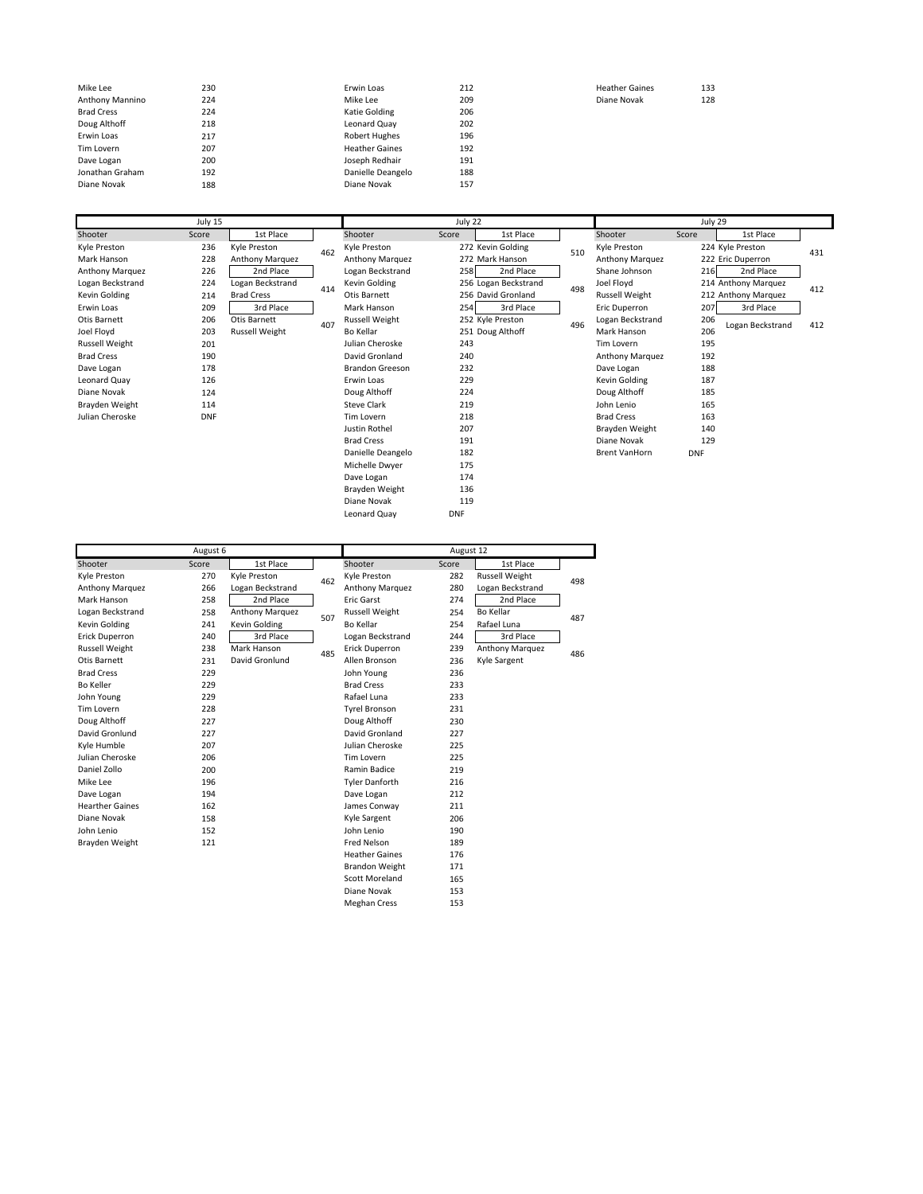| | | | | | | | |
|---|---|---|---|---|---|---|---|
| Mike Lee | 230 | | Erwin Loas | 212 | | Heather Gaines | 133 |
| Anthony Mannino | 224 | | Mike Lee | 209 | | Diane Novak | 128 |
| Brad Cress | 224 | | Katie Golding | 206 | | | |
| Doug Althoff | 218 | | Leonard Quay | 202 | | | |
| Erwin Loas | 217 | | Robert Hughes | 196 | | | |
| Tim Lovern | 207 | | Heather Gaines | 192 | | | |
| Dave Logan | 200 | | Joseph Redhair | 191 | | | |
| Jonathan Graham | 192 | | Danielle Deangelo | 188 | | | |
| Diane Novak | 188 | | Diane Novak | 157 | | | |

## July 15

| Shooter | Score | | |
|---|---|---|---|
| Kyle Preston | 236 | **1st Place** | |
| Mark Hanson | 228 | Kyle Preston | 462 |
| Anthony Marquez | 226 | Anthony Marquez | |
| Logan Beckstrand | 224 | **2nd Place** | |
| Kevin Golding | 214 | Logan Beckstrand | 414 |
| Erwin Loas | 209 | Brad Cress | |
| Otis Barnett | 206 | **3rd Place** | |
| Joel Floyd | 203 | Otis Barnett | 407 |
| Russell Weight | 201 | Russell Weight | |
| Brad Cress | 190 | | |
| Dave Logan | 178 | | |
| Leonard Quay | 126 | | |
| Diane Novak | 124 | | |
| Brayden Weight | 114 | | |
| Julian Cheroske | DNF | | |

## July 22

| Shooter | Score | | |
|---|---|---|---|
| Kyle Preston | 272 | **1st Place** | |
| Anthony Marquez | 272 | Kevin Golding | 510 |
| Logan Beckstrand | 258 | Mark Hanson | |
| Kevin Golding | 256 | **2nd Place** | |
| Otis Barnett | 256 | Logan Beckstrand | 498 |
| Mark Hanson | 254 | David Gronland | |
| Russell Weight | 252 | **3rd Place** | |
| Bo Kellar | 251 | Kyle Preston | 496 |
| Julian Cheroske | 243 | Doug Althoff | |
| David Gronland | 240 | | |
| Brandon Greeson | 232 | | |
| Erwin Loas | 229 | | |
| Doug Althoff | 224 | | |
| Steve Clark | 219 | | |
| Tim Lovern | 218 | | |
| Justin Rothel | 207 | | |
| Brad Cress | 191 | | |
| Danielle Deangelo | 182 | | |
| Michelle Dwyer | 175 | | |
| Dave Logan | 174 | | |
| Brayden Weight | 136 | | |
| Diane Novak | 119 | | |
| Leonard Quay | DNF | | |

## July 29

| Shooter | Score | | |
|---|---|---|---|
| Kyle Preston | 224 | **1st Place** | |
| Anthony Marquez | 222 | Kyle Preston | 431 |
| Shane Johnson | 216 | Eric Duperron | |
| Joel Floyd | 214 | **2nd Place** | |
| Russell Weight | 212 | Anthony Marquez | 412 |
| Eric Duperron | 207 | Anthony Marquez | |
| Logan Beckstrand | 206 | **3rd Place** | |
| Mark Hanson | 206 | Logan Beckstrand | 412 |
| Tim Lovern | 195 | | |
| Anthony Marquez | 192 | | |
| Dave Logan | 188 | | |
| Kevin Golding | 187 | | |
| Doug Althoff | 185 | | |
| John Lenio | 165 | | |
| Brad Cress | 163 | | |
| Brayden Weight | 140 | | |
| Diane Novak | 129 | | |
| Brent VanHorn | DNF | | |

## August 6

| Shooter | Score | | |
|---|---|---|---|
| Kyle Preston | 270 | **1st Place** | |
| Anthony Marquez | 266 | Kyle Preston | 462 |
| Mark Hanson | 258 | Logan Beckstrand | |
| Logan Beckstrand | 258 | **2nd Place** | |
| Kevin Golding | 241 | Anthony Marquez | 507 |
| Erick Duperron | 240 | Kevin Golding | |
| Russell Weight | 238 | **3rd Place** | |
| Otis Barnett | 231 | Mark Hanson | 485 |
| Brad Cress | 229 | David Gronlund | |
| Bo Keller | 229 | | |
| John Young | 229 | | |
| Tim Lovern | 228 | | |
| Doug Althoff | 227 | | |
| David Gronlund | 227 | | |
| Kyle Humble | 207 | | |
| Julian Cheroske | 206 | | |
| Daniel Zollo | 200 | | |
| Mike Lee | 196 | | |
| Dave Logan | 194 | | |
| Hearther Gaines | 162 | | |
| Diane Novak | 158 | | |
| John Lenio | 152 | | |
| Brayden Weight | 121 | | |

## August 12

| Shooter | Score | | |
|---|---|---|---|
| Kyle Preston | 282 | **1st Place** | |
| Anthony Marquez | 280 | Russell Weight | 498 |
| Eric Garst | 274 | Logan Beckstrand | |
| Russell Weight | 254 | **2nd Place** | |
| Bo Kellar | 254 | Bo Kellar | 487 |
| Logan Beckstrand | 244 | Rafael Luna | |
| Erick Duperron | 239 | **3rd Place** | |
| Allen Bronson | 236 | Anthony Marquez | 486 |
| John Young | 236 | Kyle Sargent | |
| Brad Cress | 233 | | |
| Rafael Luna | 233 | | |
| Tyrel Bronson | 231 | | |
| Doug Althoff | 230 | | |
| David Gronland | 227 | | |
| Julian Cheroske | 225 | | |
| Tim Lovern | 225 | | |
| Ramin Badice | 219 | | |
| Tyler Danforth | 216 | | |
| Dave Logan | 212 | | |
| James Conway | 211 | | |
| Kyle Sargent | 206 | | |
| John Lenio | 190 | | |
| Fred Nelson | 189 | | |
| Heather Gaines | 176 | | |
| Brandon Weight | 171 | | |
| Scott Moreland | 165 | | |
| Diane Novak | 153 | | |
| Meghan Cress | 153 | | |